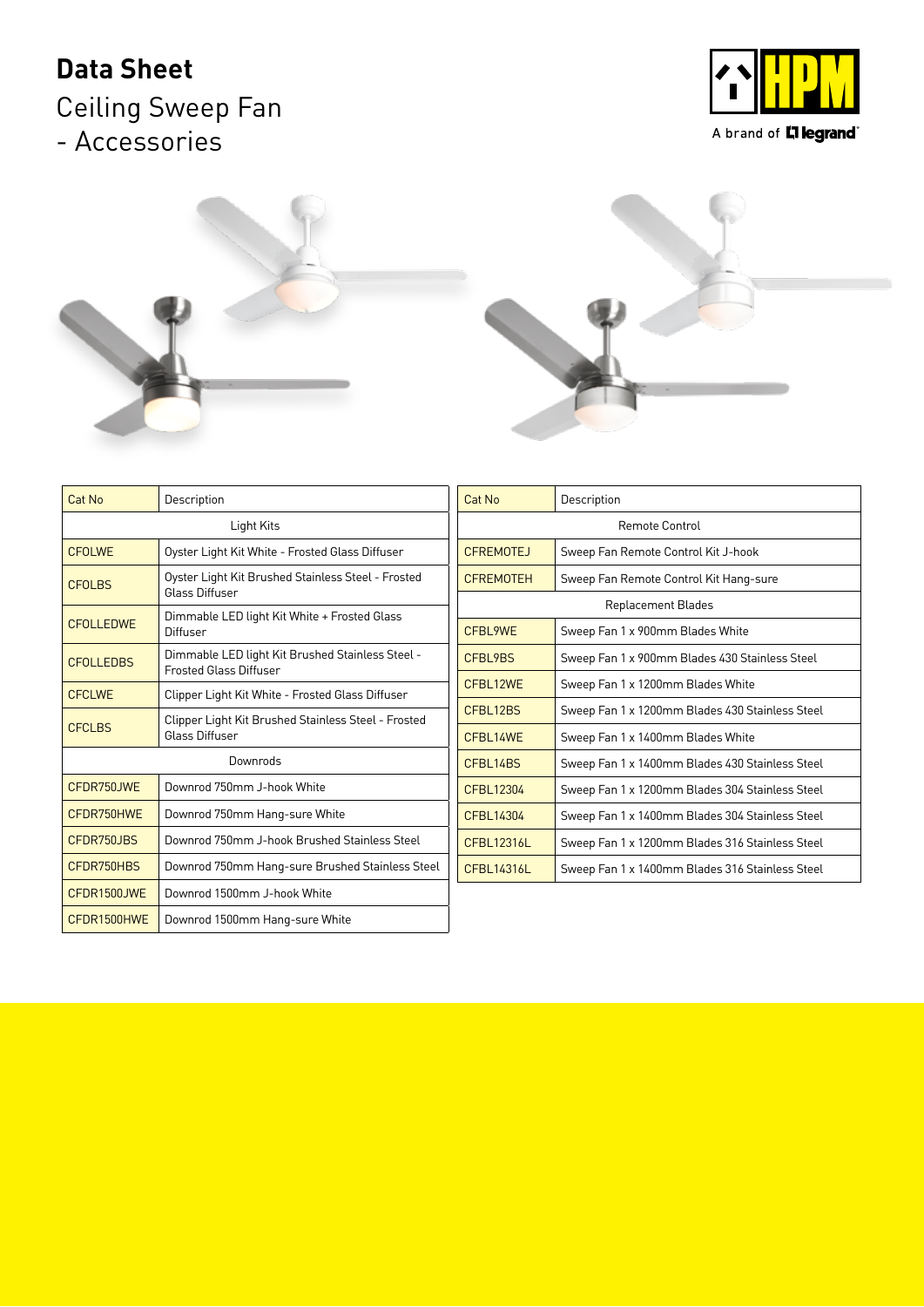# Data Sheet

## Ceiling Sweep Fan - Accessories

| Cat No | Description |
|---|---|
| **Light Kits** | |
| CFOLWE | Oyster Light Kit White - Frosted Glass Diffuser |
| CFOLBS | Oyster Light Kit Brushed Stainless Steel - Frosted Glass Diffuser |
| CFOLLEDWE | Dimmable LED light Kit White + Frosted Glass Diffuser |
| CFOLLEDBS | Dimmable LED light Kit Brushed Stainless Steel - Frosted Glass Diffuser |
| CFCLWE | Clipper Light Kit White - Frosted Glass Diffuser |
| CFCLBS | Clipper Light Kit Brushed Stainless Steel - Frosted Glass Diffuser |
| **Downrods** | |
| CFDR750JWE | Downrod 750mm J-hook White |
| CFDR750HWE | Downrod 750mm Hang-sure White |
| CFDR750JBS | Downrod 750mm J-hook Brushed Stainless Steel |
| CFDR750HBS | Downrod 750mm Hang-sure Brushed Stainless Steel |
| CFDR1500JWE | Downrod 1500mm J-hook White |
| CFDR1500HWE | Downrod 1500mm Hang-sure White |

| Cat No | Description |
|---|---|
| **Remote Control** | |
| CFREMOTEJ | Sweep Fan Remote Control Kit J-hook |
| CFREMOTEH | Sweep Fan Remote Control Kit Hang-sure |
| **Replacement Blades** | |
| CFBL9WE | Sweep Fan 1 x 900mm Blades White |
| CFBL9BS | Sweep Fan 1 x 900mm Blades 430 Stainless Steel |
| CFBL12WE | Sweep Fan 1 x 1200mm Blades White |
| CFBL12BS | Sweep Fan 1 x 1200mm Blades 430 Stainless Steel |
| CFBL14WE | Sweep Fan 1 x 1400mm Blades White |
| CFBL14BS | Sweep Fan 1 x 1400mm Blades 430 Stainless Steel |
| CFBL12304 | Sweep Fan 1 x 1200mm Blades 304 Stainless Steel |
| CFBL14304 | Sweep Fan 1 x 1400mm Blades 304 Stainless Steel |
| CFBL12316L | Sweep Fan 1 x 1200mm Blades 316 Stainless Steel |
| CFBL14316L | Sweep Fan 1 x 1400mm Blades 316 Stainless Steel |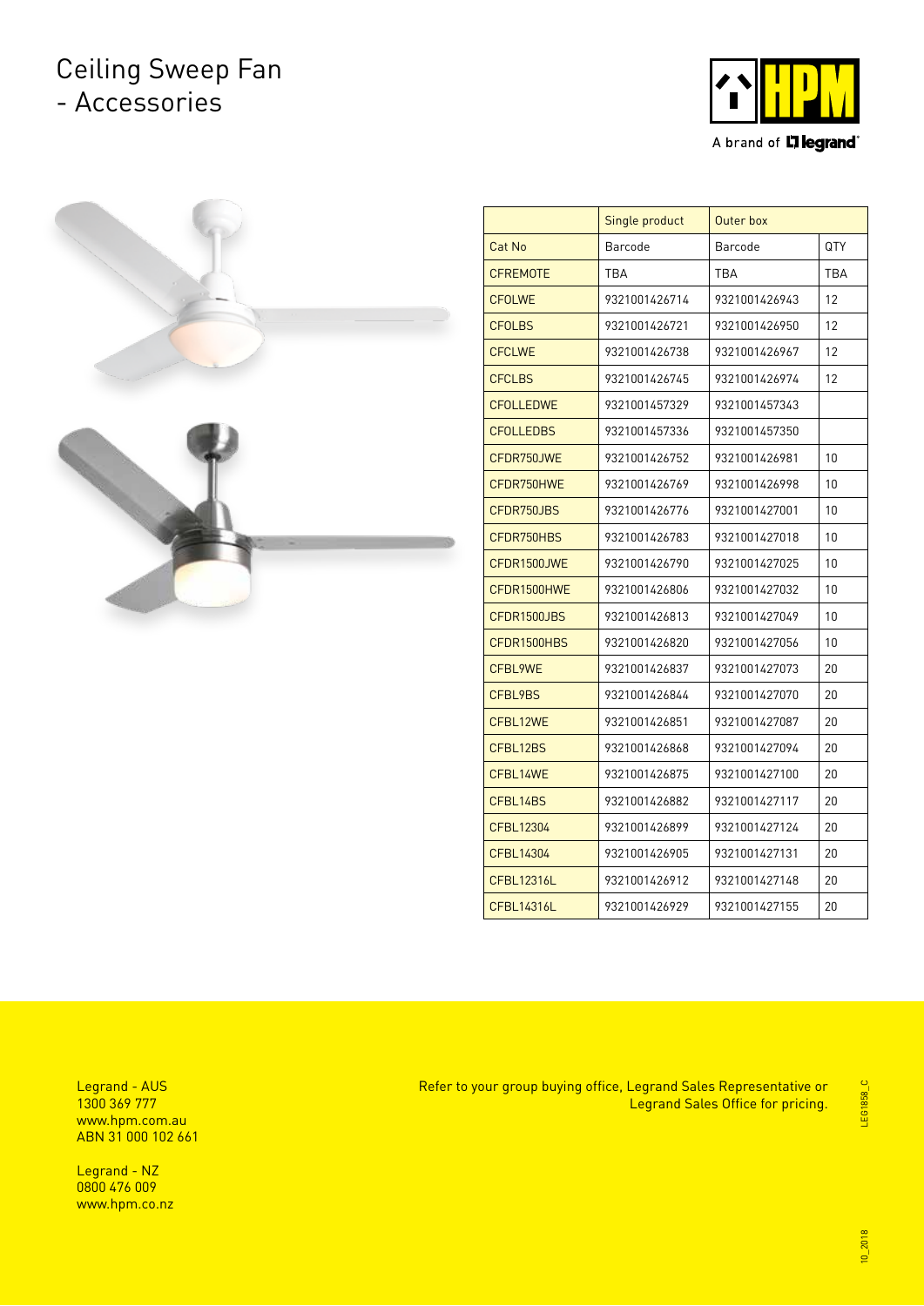# Ceiling Sweep Fan - Accessories

A brand of legrand

| | Single product | Outer box | |
|---|---|---|---|
| Cat No | Barcode | Barcode | QTY |
| CFREMOTE | TBA | TBA | TBA |
| CFOLWE | 9321001426714 | 9321001426943 | 12 |
| CFOLBS | 9321001426721 | 9321001426950 | 12 |
| CFCLWE | 9321001426738 | 9321001426967 | 12 |
| CFCLBS | 9321001426745 | 9321001426974 | 12 |
| CFOLLEDWE | 9321001457329 | 9321001457343 | |
| CFOLLEDBS | 9321001457336 | 9321001457350 | |
| CFDR750JWE | 9321001426752 | 9321001426981 | 10 |
| CFDR750HWE | 9321001426769 | 9321001426998 | 10 |
| CFDR750JBS | 9321001426776 | 9321001427001 | 10 |
| CFDR750HBS | 9321001426783 | 9321001427018 | 10 |
| CFDR1500JWE | 9321001426790 | 9321001427025 | 10 |
| CFDR1500HWE | 9321001426806 | 9321001427032 | 10 |
| CFDR1500JBS | 9321001426813 | 9321001427049 | 10 |
| CFDR1500HBS | 9321001426820 | 9321001427056 | 10 |
| CFBL9WE | 9321001426837 | 9321001427073 | 20 |
| CFBL9BS | 9321001426844 | 9321001427070 | 20 |
| CFBL12WE | 9321001426851 | 9321001427087 | 20 |
| CFBL12BS | 9321001426868 | 9321001427094 | 20 |
| CFBL14WE | 9321001426875 | 9321001427100 | 20 |
| CFBL14BS | 9321001426882 | 9321001427117 | 20 |
| CFBL12304 | 9321001426899 | 9321001427124 | 20 |
| CFBL14304 | 9321001426905 | 9321001427131 | 20 |
| CFBL12316L | 9321001426912 | 9321001427148 | 20 |
| CFBL14316L | 9321001426929 | 9321001427155 | 20 |

Legrand - AUS
1300 369 777
www.hpm.com.au
ABN 31 000 102 661

Legrand - NZ
0800 476 009
www.hpm.co.nz

Refer to your group buying office, Legrand Sales Representative or Legrand Sales Office for pricing.

LEG1858_C

10_2018